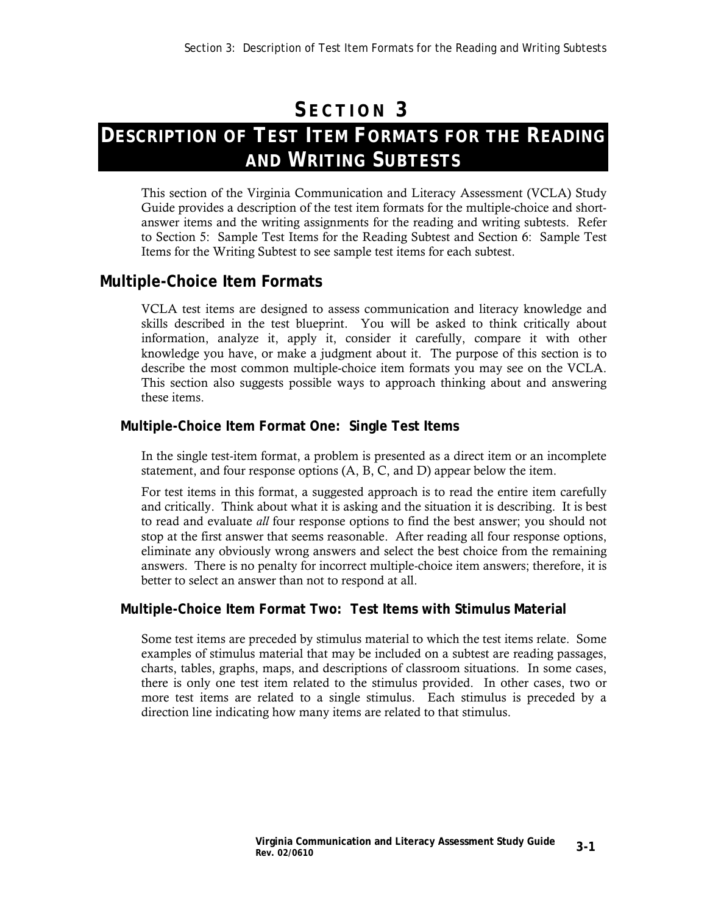# SECTION 3

# DESCRIPTION OF TEST ITEM FORMATS FOR THE READING AND WRITING SUBTESTS

This section of the Virginia Communication and Literacy Assessment (VCLA) Study Guide provides a description of the test item formats for the multiple-choice and short-answer items and the writing assignments for the reading and writing subtests. Refer to Section 5: Sample Test Items for the Reading Subtest and Section 6: Sample Test Items for the Writing Subtest to see sample test items for each subtest.

## Multiple-Choice Item Formats

VCLA test items are designed to assess communication and literacy knowledge and skills described in the test blueprint. You will be asked to think critically about information, analyze it, apply it, consider it carefully, compare it with other knowledge you have, or make a judgment about it. The purpose of this section is to describe the most common multiple-choice item formats you may see on the VCLA. This section also suggests possible ways to approach thinking about and answering these items.

### Multiple-Choice Item Format One: Single Test Items

In the single test-item format, a problem is presented as a direct item or an incomplete statement, and four response options (A, B, C, and D) appear below the item.

For test items in this format, a suggested approach is to read the entire item carefully and critically. Think about what it is asking and the situation it is describing. It is best to read and evaluate *all* four response options to find the best answer; you should not stop at the first answer that seems reasonable. After reading all four response options, eliminate any obviously wrong answers and select the best choice from the remaining answers. There is no penalty for incorrect multiple-choice item answers; therefore, it is better to select an answer than not to respond at all.

### Multiple-Choice Item Format Two: Test Items with Stimulus Material

Some test items are preceded by stimulus material to which the test items relate. Some examples of stimulus material that may be included on a subtest are reading passages, charts, tables, graphs, maps, and descriptions of classroom situations. In some cases, there is only one test item related to the stimulus provided. In other cases, two or more test items are related to a single stimulus. Each stimulus is preceded by a direction line indicating how many items are related to that stimulus.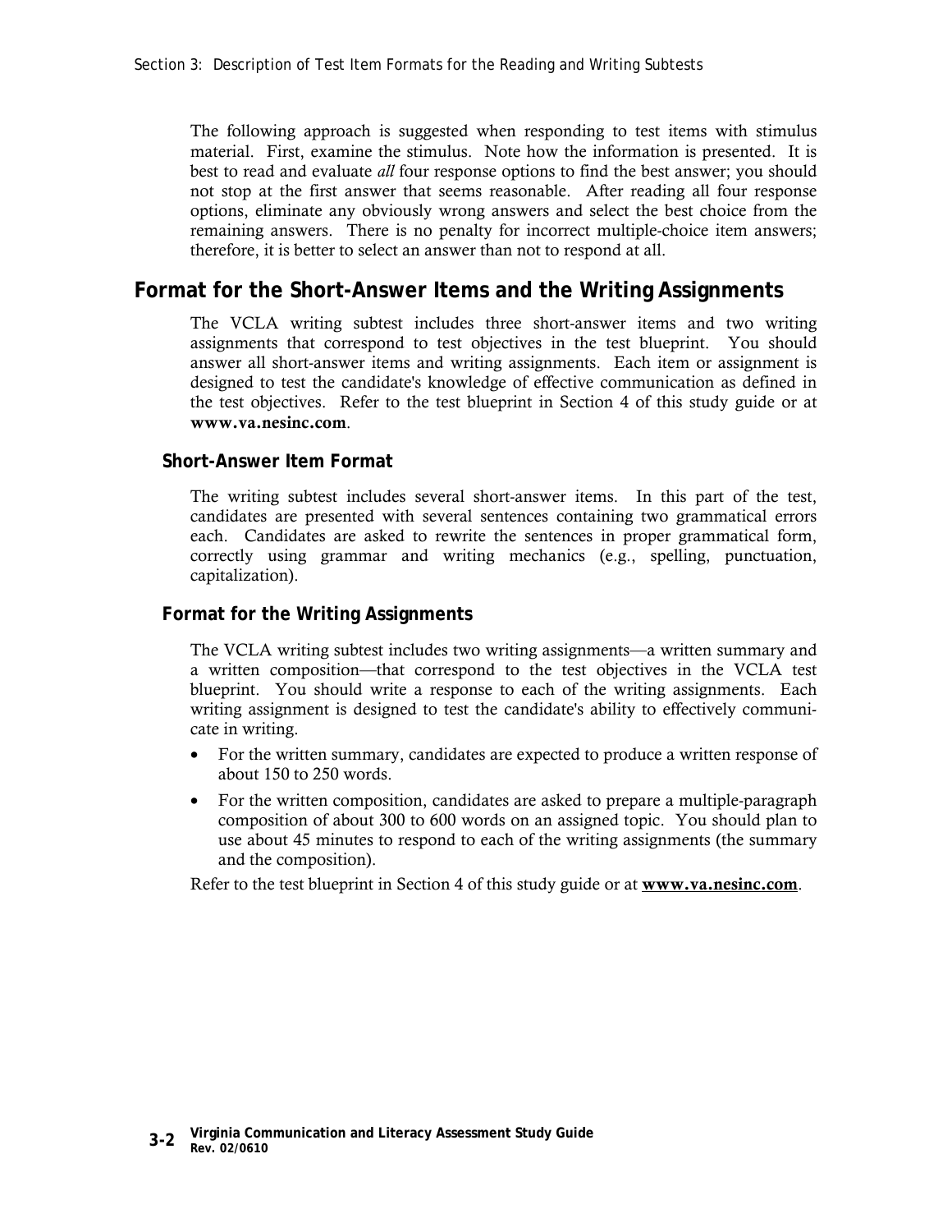The following approach is suggested when responding to test items with stimulus material. First, examine the stimulus. Note how the information is presented. It is best to read and evaluate *all* four response options to find the best answer; you should not stop at the first answer that seems reasonable. After reading all four response options, eliminate any obviously wrong answers and select the best choice from the remaining answers. There is no penalty for incorrect multiple-choice item answers; therefore, it is better to select an answer than not to respond at all.

## Format for the Short-Answer Items and the Writing Assignments

The VCLA writing subtest includes three short-answer items and two writing assignments that correspond to test objectives in the test blueprint. You should answer all short-answer items and writing assignments. Each item or assignment is designed to test the candidate's knowledge of effective communication as defined in the test objectives. Refer to the test blueprint in Section 4 of this study guide or at **www.va.nesinc.com**.

### Short-Answer Item Format

The writing subtest includes several short-answer items. In this part of the test, candidates are presented with several sentences containing two grammatical errors each. Candidates are asked to rewrite the sentences in proper grammatical form, correctly using grammar and writing mechanics (e.g., spelling, punctuation, capitalization).

### Format for the Writing Assignments

The VCLA writing subtest includes two writing assignments—a written summary and a written composition—that correspond to the test objectives in the VCLA test blueprint. You should write a response to each of the writing assignments. Each writing assignment is designed to test the candidate's ability to effectively communicate in writing.

- For the written summary, candidates are expected to produce a written response of about 150 to 250 words.
- For the written composition, candidates are asked to prepare a multiple-paragraph composition of about 300 to 600 words on an assigned topic. You should plan to use about 45 minutes to respond to each of the writing assignments (the summary and the composition).

Refer to the test blueprint in Section 4 of this study guide or at **www.va.nesinc.com**.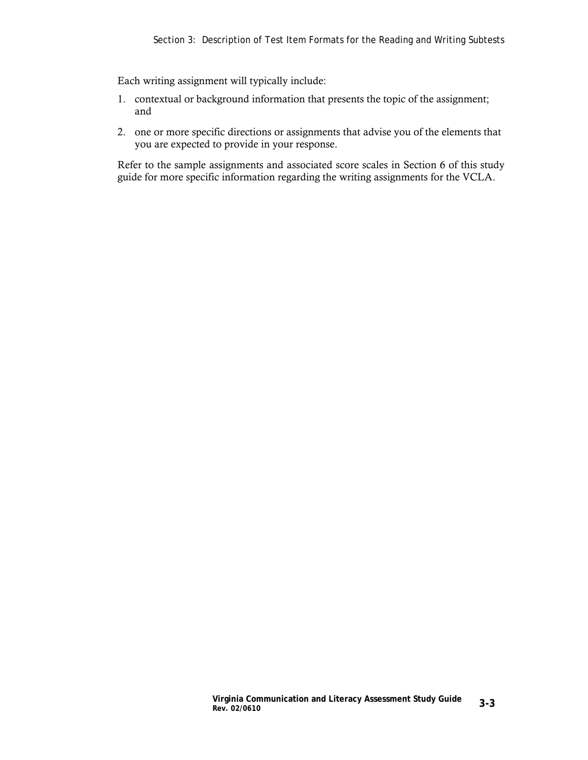Each writing assignment will typically include:

1. contextual or background information that presents the topic of the assignment; and
2. one or more specific directions or assignments that advise you of the elements that you are expected to provide in your response.

Refer to the sample assignments and associated score scales in Section 6 of this study guide for more specific information regarding the writing assignments for the VCLA.